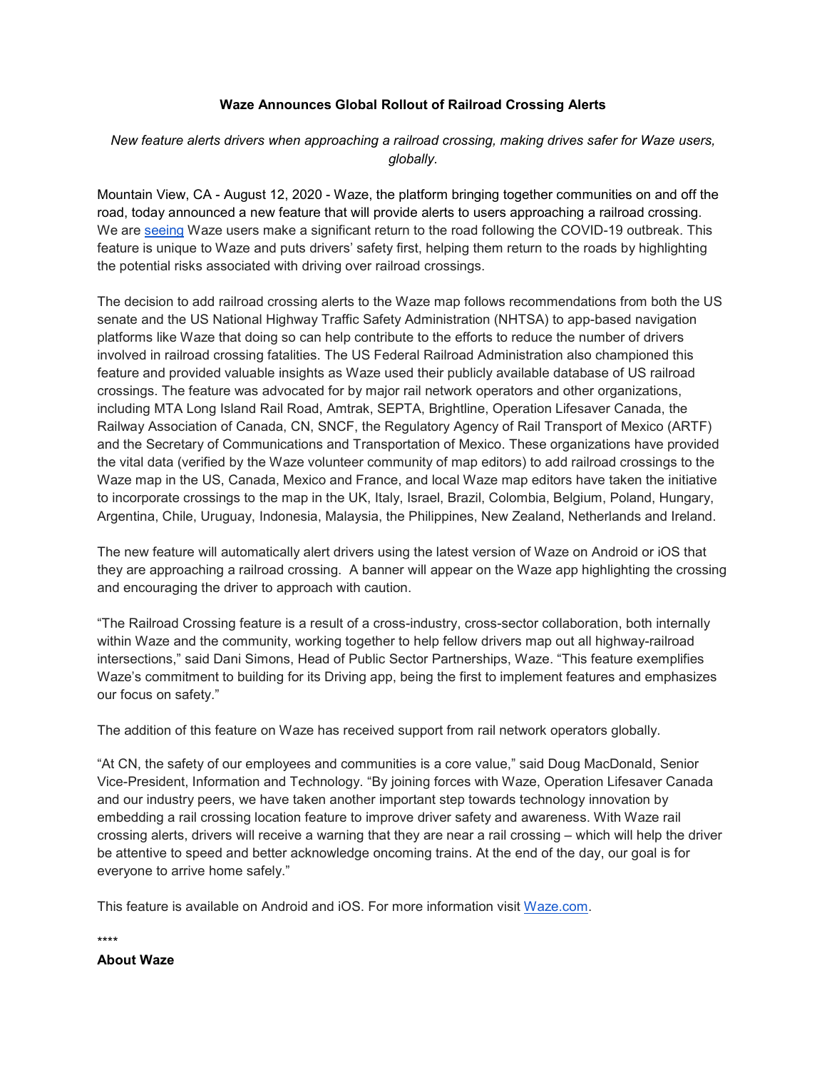**Waze Announces Global Rollout of Railroad Crossing Alerts**

*New feature alerts drivers when approaching a railroad crossing, making drives safer for Waze users, globally.*

Mountain View, CA - August 12, 2020 - Waze, the platform bringing together communities on and off the road, today announced a new feature that will provide alerts to users approaching a railroad crossing. We are [seeing](#) Waze users make a significant return to the road following the COVID-19 outbreak. This feature is unique to Waze and puts drivers' safety first, helping them return to the roads by highlighting the potential risks associated with driving over railroad crossings.

The decision to add railroad crossing alerts to the Waze map follows recommendations from both the US senate and the US National Highway Traffic Safety Administration (NHTSA) to app-based navigation platforms like Waze that doing so can help contribute to the efforts to reduce the number of drivers involved in railroad crossing fatalities. The US Federal Railroad Administration also championed this feature and provided valuable insights as Waze used their publicly available database of US railroad crossings. The feature was advocated for by major rail network operators and other organizations, including MTA Long Island Rail Road, Amtrak, SEPTA, Brightline, Operation Lifesaver Canada, the Railway Association of Canada, CN, SNCF, the Regulatory Agency of Rail Transport of Mexico (ARTF) and the Secretary of Communications and Transportation of Mexico. These organizations have provided the vital data (verified by the Waze volunteer community of map editors) to add railroad crossings to the Waze map in the US, Canada, Mexico and France, and local Waze map editors have taken the initiative to incorporate crossings to the map in the UK, Italy, Israel, Brazil, Colombia, Belgium, Poland, Hungary, Argentina, Chile, Uruguay, Indonesia, Malaysia, the Philippines, New Zealand, Netherlands and Ireland.

The new feature will automatically alert drivers using the latest version of Waze on Android or iOS that they are approaching a railroad crossing. A banner will appear on the Waze app highlighting the crossing and encouraging the driver to approach with caution.

"The Railroad Crossing feature is a result of a cross-industry, cross-sector collaboration, both internally within Waze and the community, working together to help fellow drivers map out all highway-railroad intersections," said Dani Simons, Head of Public Sector Partnerships, Waze. "This feature exemplifies Waze's commitment to building for its Driving app, being the first to implement features and emphasizes our focus on safety."

The addition of this feature on Waze has received support from rail network operators globally.

"At CN, the safety of our employees and communities is a core value," said Doug MacDonald, Senior Vice-President, Information and Technology. "By joining forces with Waze, Operation Lifesaver Canada and our industry peers, we have taken another important step towards technology innovation by embedding a rail crossing location feature to improve driver safety and awareness. With Waze rail crossing alerts, drivers will receive a warning that they are near a rail crossing – which will help the driver be attentive to speed and better acknowledge oncoming trains. At the end of the day, our goal is for everyone to arrive home safely."

This feature is available on Android and iOS. For more information visit [Waze.com](#).

****

**About Waze**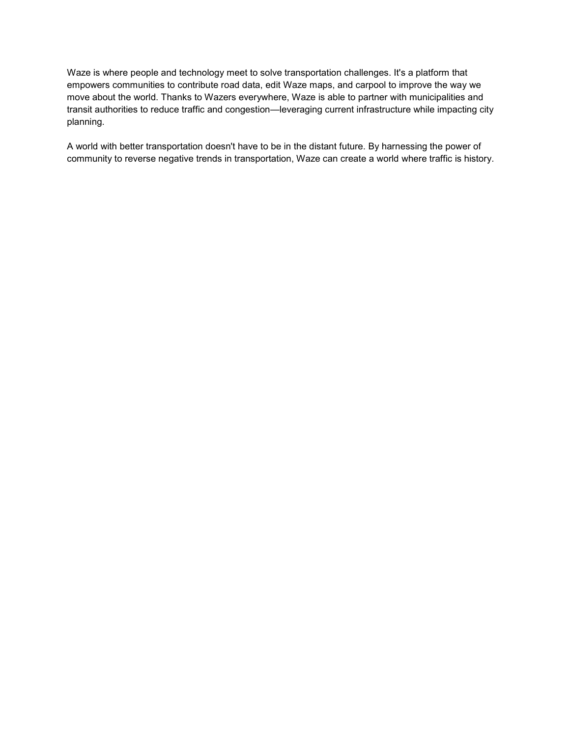Waze is where people and technology meet to solve transportation challenges. It's a platform that empowers communities to contribute road data, edit Waze maps, and carpool to improve the way we move about the world. Thanks to Wazers everywhere, Waze is able to partner with municipalities and transit authorities to reduce traffic and congestion—leveraging current infrastructure while impacting city planning.

A world with better transportation doesn't have to be in the distant future. By harnessing the power of community to reverse negative trends in transportation, Waze can create a world where traffic is history.